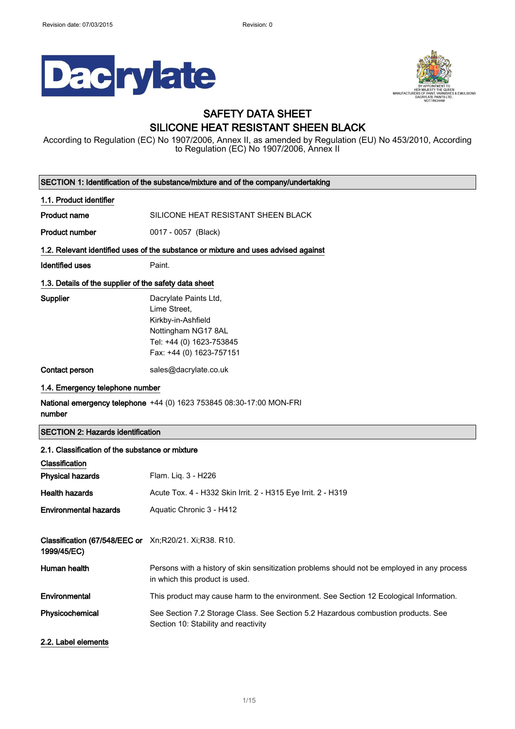Revision date: 07/03/2015 Revision: 0

# SAFETY DATA SHEET
# SILICONE HEAT RESISTANT SHEEN BLACK

According to Regulation (EC) No 1907/2006, Annex II, as amended by Regulation (EU) No 453/2010, According to Regulation (EC) No 1907/2006, Annex II

## SECTION 1: Identification of the substance/mixture and of the company/undertaking

### 1.1. Product identifier

| | |
|---|---|
| **Product name** | SILICONE HEAT RESISTANT SHEEN BLACK |
| **Product number** | 0017 - 0057 (Black) |

### 1.2. Relevant identified uses of the substance or mixture and uses advised against

| | |
|---|---|
| **Identified uses** | Paint. |

### 1.3. Details of the supplier of the safety data sheet

| | |
|---|---|
| **Supplier** | Dacrylate Paints Ltd,<br>Lime Street,<br>Kirkby-in-Ashfield<br>Nottingham NG17 8AL<br>Tel: +44 (0) 1623-753845<br>Fax: +44 (0) 1623-757151 |
| **Contact person** | sales@dacrylate.co.uk |

### 1.4. Emergency telephone number

| | |
|---|---|
| **National emergency telephone number** | +44 (0) 1623 753845 08:30-17:00 MON-FRI |

## SECTION 2: Hazards identification

### 2.1. Classification of the substance or mixture

**Classification**

| | |
|---|---|
| **Physical hazards** | Flam. Liq. 3 - H226 |
| **Health hazards** | Acute Tox. 4 - H332 Skin Irrit. 2 - H315 Eye Irrit. 2 - H319 |
| **Environmental hazards** | Aquatic Chronic 3 - H412 |
| **Classification (67/548/EEC or 1999/45/EC)** | Xn;R20/21. Xi;R38. R10. |
| **Human health** | Persons with a history of skin sensitization problems should not be employed in any process in which this product is used. |
| **Environmental** | This product may cause harm to the environment. See Section 12 Ecological Information. |
| **Physicochemical** | See Section 7.2 Storage Class. See Section 5.2 Hazardous combustion products. See Section 10: Stability and reactivity |

### 2.2. Label elements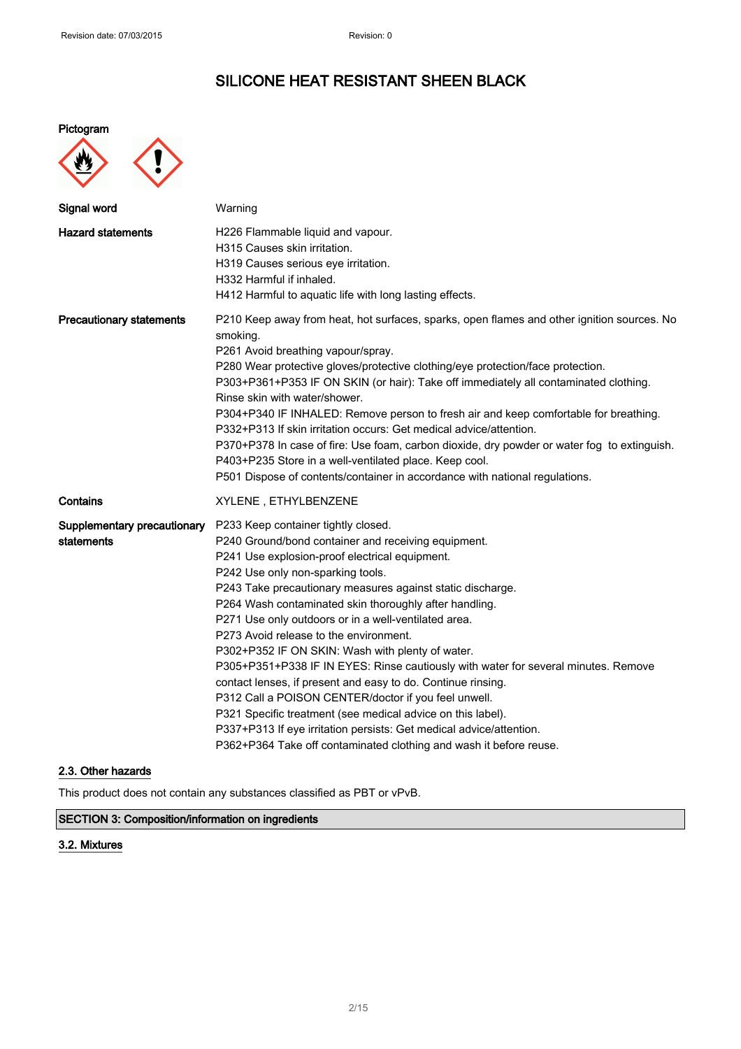# SILICONE HEAT RESISTANT SHEEN BLACK

**Pictogram**

| | |
|---|---|
| **Signal word** | Warning |
| **Hazard statements** | H226 Flammable liquid and vapour.<br>H315 Causes skin irritation.<br>H319 Causes serious eye irritation.<br>H332 Harmful if inhaled.<br>H412 Harmful to aquatic life with long lasting effects. |
| **Precautionary statements** | P210 Keep away from heat, hot surfaces, sparks, open flames and other ignition sources. No smoking.<br>P261 Avoid breathing vapour/spray.<br>P280 Wear protective gloves/protective clothing/eye protection/face protection.<br>P303+P361+P353 IF ON SKIN (or hair): Take off immediately all contaminated clothing. Rinse skin with water/shower.<br>P304+P340 IF INHALED: Remove person to fresh air and keep comfortable for breathing.<br>P332+P313 If skin irritation occurs: Get medical advice/attention.<br>P370+P378 In case of fire: Use foam, carbon dioxide, dry powder or water fog to extinguish.<br>P403+P235 Store in a well-ventilated place. Keep cool.<br>P501 Dispose of contents/container in accordance with national regulations. |
| **Contains** | XYLENE , ETHYLBENZENE |
| **Supplementary precautionary statements** | P233 Keep container tightly closed.<br>P240 Ground/bond container and receiving equipment.<br>P241 Use explosion-proof electrical equipment.<br>P242 Use only non-sparking tools.<br>P243 Take precautionary measures against static discharge.<br>P264 Wash contaminated skin thoroughly after handling.<br>P271 Use only outdoors or in a well-ventilated area.<br>P273 Avoid release to the environment.<br>P302+P352 IF ON SKIN: Wash with plenty of water.<br>P305+P351+P338 IF IN EYES: Rinse cautiously with water for several minutes. Remove contact lenses, if present and easy to do. Continue rinsing.<br>P312 Call a POISON CENTER/doctor if you feel unwell.<br>P321 Specific treatment (see medical advice on this label).<br>P337+P313 If eye irritation persists: Get medical advice/attention.<br>P362+P364 Take off contaminated clothing and wash it before reuse. |

### 2.3. Other hazards

This product does not contain any substances classified as PBT or vPvB.

## SECTION 3: Composition/information on ingredients

### 3.2. Mixtures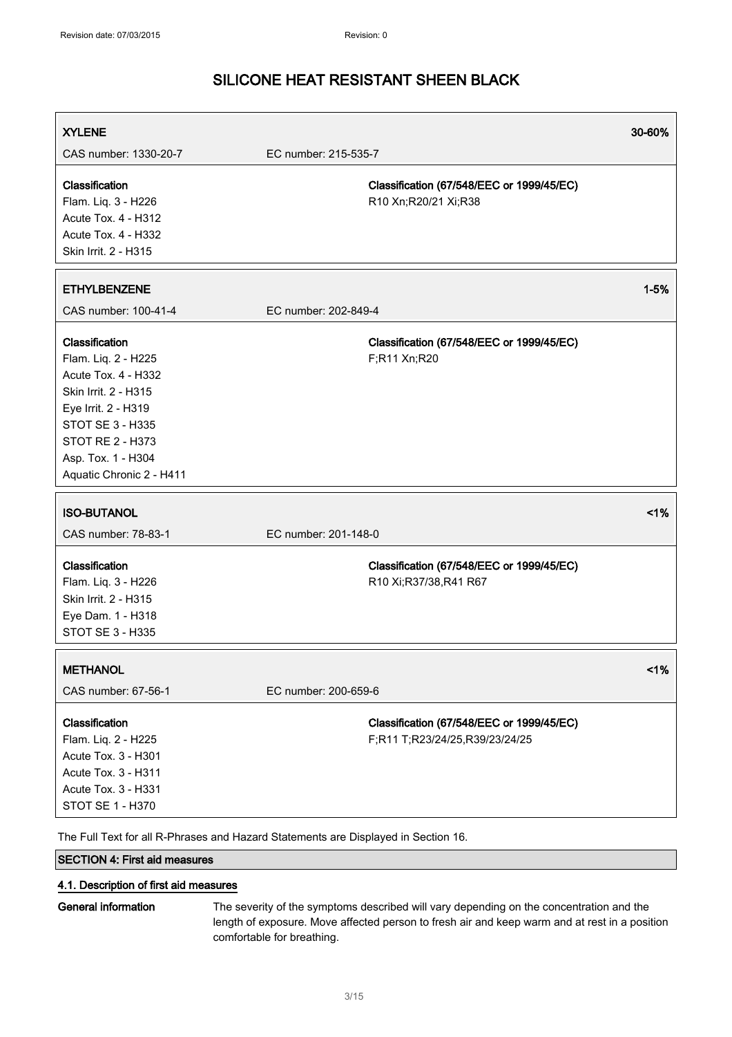| XYLENE | | 30-60% |
|---|---|---|
| CAS number: 1330-20-7 | EC number: 215-535-7 | |
| **Classification**<br>Flam. Liq. 3 - H226<br>Acute Tox. 4 - H312<br>Acute Tox. 4 - H332<br>Skin Irrit. 2 - H315 | **Classification (67/548/EEC or 1999/45/EC)**<br>R10 Xn;R20/21 Xi;R38 | |

| ETHYLBENZENE | | 1-5% |
|---|---|---|
| CAS number: 100-41-4 | EC number: 202-849-4 | |
| **Classification**<br>Flam. Liq. 2 - H225<br>Acute Tox. 4 - H332<br>Skin Irrit. 2 - H315<br>Eye Irrit. 2 - H319<br>STOT SE 3 - H335<br>STOT RE 2 - H373<br>Asp. Tox. 1 - H304<br>Aquatic Chronic 2 - H411 | **Classification (67/548/EEC or 1999/45/EC)**<br>F;R11 Xn;R20 | |

| ISO-BUTANOL | | <1% |
|---|---|---|
| CAS number: 78-83-1 | EC number: 201-148-0 | |
| **Classification**<br>Flam. Liq. 3 - H226<br>Skin Irrit. 2 - H315<br>Eye Dam. 1 - H318<br>STOT SE 3 - H335 | **Classification (67/548/EEC or 1999/45/EC)**<br>R10 Xi;R37/38,R41 R67 | |

| METHANOL | | <1% |
|---|---|---|
| CAS number: 67-56-1 | EC number: 200-659-6 | |
| **Classification**<br>Flam. Liq. 2 - H225<br>Acute Tox. 3 - H301<br>Acute Tox. 3 - H311<br>Acute Tox. 3 - H331<br>STOT SE 1 - H370 | **Classification (67/548/EEC or 1999/45/EC)**<br>F;R11 T;R23/24/25,R39/23/24/25 | |

The Full Text for all R-Phrases and Hazard Statements are Displayed in Section 16.

## SECTION 4: First aid measures

### 4.1. Description of first aid measures

**General information** The severity of the symptoms described will vary depending on the concentration and the length of exposure. Move affected person to fresh air and keep warm and at rest in a position comfortable for breathing.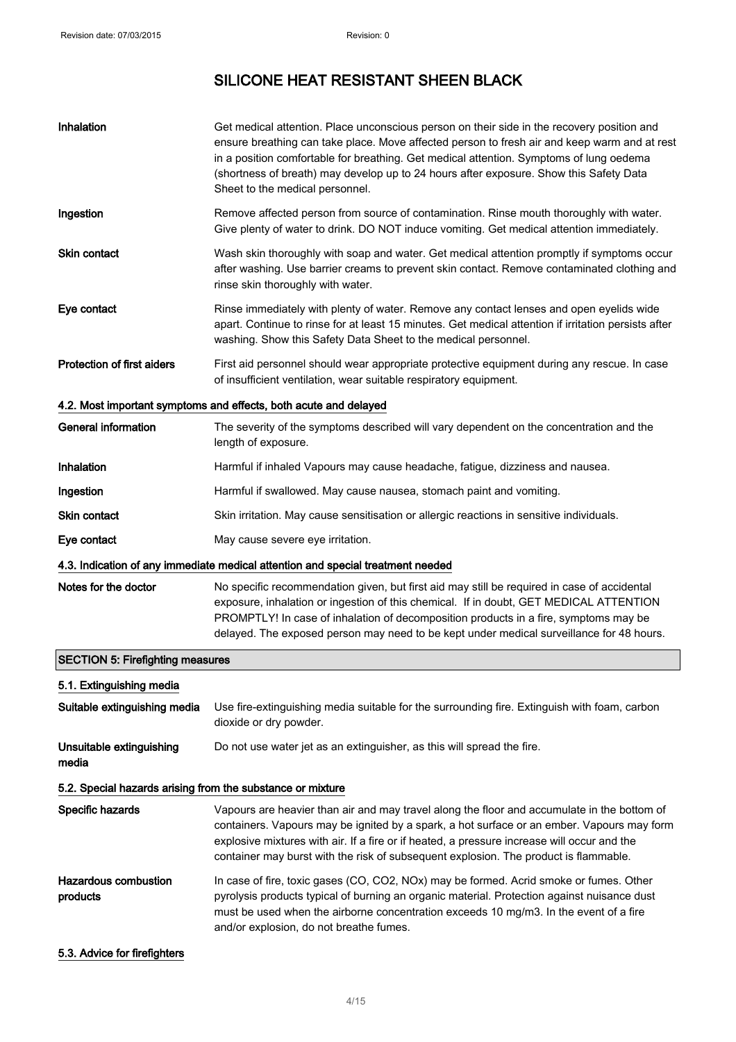# SILICONE HEAT RESISTANT SHEEN BLACK

| | |
|---|---|
| **Inhalation** | Get medical attention. Place unconscious person on their side in the recovery position and ensure breathing can take place. Move affected person to fresh air and keep warm and at rest in a position comfortable for breathing. Get medical attention. Symptoms of lung oedema (shortness of breath) may develop up to 24 hours after exposure. Show this Safety Data Sheet to the medical personnel. |
| **Ingestion** | Remove affected person from source of contamination. Rinse mouth thoroughly with water. Give plenty of water to drink. DO NOT induce vomiting. Get medical attention immediately. |
| **Skin contact** | Wash skin thoroughly with soap and water. Get medical attention promptly if symptoms occur after washing. Use barrier creams to prevent skin contact. Remove contaminated clothing and rinse skin thoroughly with water. |
| **Eye contact** | Rinse immediately with plenty of water. Remove any contact lenses and open eyelids wide apart. Continue to rinse for at least 15 minutes. Get medical attention if irritation persists after washing. Show this Safety Data Sheet to the medical personnel. |
| **Protection of first aiders** | First aid personnel should wear appropriate protective equipment during any rescue. In case of insufficient ventilation, wear suitable respiratory equipment. |

### 4.2. Most important symptoms and effects, both acute and delayed

| | |
|---|---|
| **General information** | The severity of the symptoms described will vary dependent on the concentration and the length of exposure. |
| **Inhalation** | Harmful if inhaled Vapours may cause headache, fatigue, dizziness and nausea. |
| **Ingestion** | Harmful if swallowed. May cause nausea, stomach paint and vomiting. |
| **Skin contact** | Skin irritation. May cause sensitisation or allergic reactions in sensitive individuals. |
| **Eye contact** | May cause severe eye irritation. |

### 4.3. Indication of any immediate medical attention and special treatment needed

| | |
|---|---|
| **Notes for the doctor** | No specific recommendation given, but first aid may still be required in case of accidental exposure, inhalation or ingestion of this chemical. If in doubt, GET MEDICAL ATTENTION PROMPTLY! In case of inhalation of decomposition products in a fire, symptoms may be delayed. The exposed person may need to be kept under medical surveillance for 48 hours. |

## SECTION 5: Firefighting measures

### 5.1. Extinguishing media

| | |
|---|---|
| **Suitable extinguishing media** | Use fire-extinguishing media suitable for the surrounding fire. Extinguish with foam, carbon dioxide or dry powder. |
| **Unsuitable extinguishing media** | Do not use water jet as an extinguisher, as this will spread the fire. |

### 5.2. Special hazards arising from the substance or mixture

| | |
|---|---|
| **Specific hazards** | Vapours are heavier than air and may travel along the floor and accumulate in the bottom of containers. Vapours may be ignited by a spark, a hot surface or an ember. Vapours may form explosive mixtures with air. If a fire or if heated, a pressure increase will occur and the container may burst with the risk of subsequent explosion. The product is flammable. |
| **Hazardous combustion products** | In case of fire, toxic gases (CO, $CO_2$, $NO_x$) may be formed. Acrid smoke or fumes. Other pyrolysis products typical of burning an organic material. Protection against nuisance dust must be used when the airborne concentration exceeds 10 mg/m3. In the event of a fire and/or explosion, do not breathe fumes. |

### 5.3. Advice for firefighters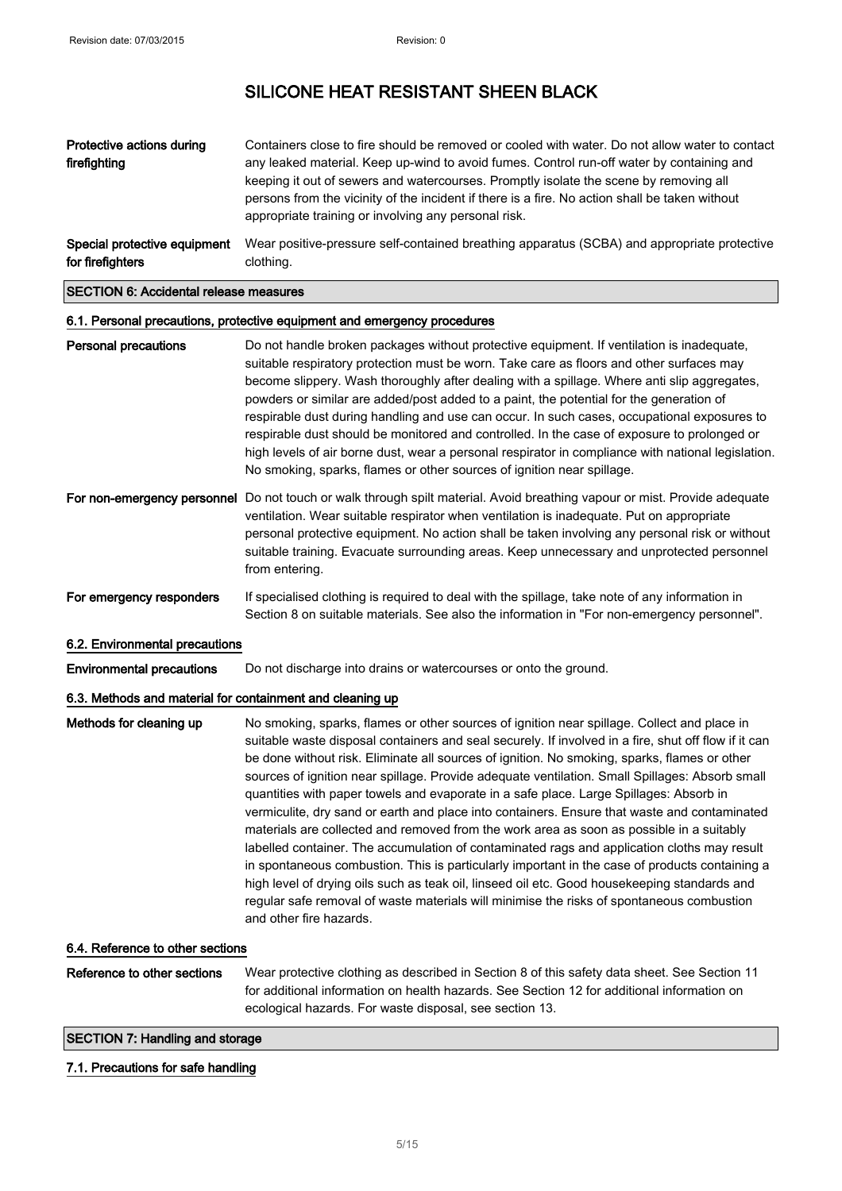# SILICONE HEAT RESISTANT SHEEN BLACK

**Protective actions during firefighting**
Containers close to fire should be removed or cooled with water. Do not allow water to contact any leaked material. Keep up-wind to avoid fumes. Control run-off water by containing and keeping it out of sewers and watercourses. Promptly isolate the scene by removing all persons from the vicinity of the incident if there is a fire. No action shall be taken without appropriate training or involving any personal risk.

**Special protective equipment for firefighters**
Wear positive-pressure self-contained breathing apparatus (SCBA) and appropriate protective clothing.

## SECTION 6: Accidental release measures

### 6.1. Personal precautions, protective equipment and emergency procedures

**Personal precautions**
Do not handle broken packages without protective equipment. If ventilation is inadequate, suitable respiratory protection must be worn. Take care as floors and other surfaces may become slippery. Wash thoroughly after dealing with a spillage. Where anti slip aggregates, powders or similar are added/post added to a paint, the potential for the generation of respirable dust during handling and use can occur. In such cases, occupational exposures to respirable dust should be monitored and controlled. In the case of exposure to prolonged or high levels of air borne dust, wear a personal respirator in compliance with national legislation. No smoking, sparks, flames or other sources of ignition near spillage.

**For non-emergency personnel**
Do not touch or walk through spilt material. Avoid breathing vapour or mist. Provide adequate ventilation. Wear suitable respirator when ventilation is inadequate. Put on appropriate personal protective equipment. No action shall be taken involving any personal risk or without suitable training. Evacuate surrounding areas. Keep unnecessary and unprotected personnel from entering.

**For emergency responders**
If specialised clothing is required to deal with the spillage, take note of any information in Section 8 on suitable materials. See also the information in "For non-emergency personnel".

### 6.2. Environmental precautions

**Environmental precautions**
Do not discharge into drains or watercourses or onto the ground.

### 6.3. Methods and material for containment and cleaning up

**Methods for cleaning up**
No smoking, sparks, flames or other sources of ignition near spillage. Collect and place in suitable waste disposal containers and seal securely. If involved in a fire, shut off flow if it can be done without risk. Eliminate all sources of ignition. No smoking, sparks, flames or other sources of ignition near spillage. Provide adequate ventilation. Small Spillages: Absorb small quantities with paper towels and evaporate in a safe place. Large Spillages: Absorb in vermiculite, dry sand or earth and place into containers. Ensure that waste and contaminated materials are collected and removed from the work area as soon as possible in a suitably labelled container. The accumulation of contaminated rags and application cloths may result in spontaneous combustion. This is particularly important in the case of products containing a high level of drying oils such as teak oil, linseed oil etc. Good housekeeping standards and regular safe removal of waste materials will minimise the risks of spontaneous combustion and other fire hazards.

### 6.4. Reference to other sections

**Reference to other sections**
Wear protective clothing as described in Section 8 of this safety data sheet. See Section 11 for additional information on health hazards. See Section 12 for additional information on ecological hazards. For waste disposal, see section 13.

## SECTION 7: Handling and storage

### 7.1. Precautions for safe handling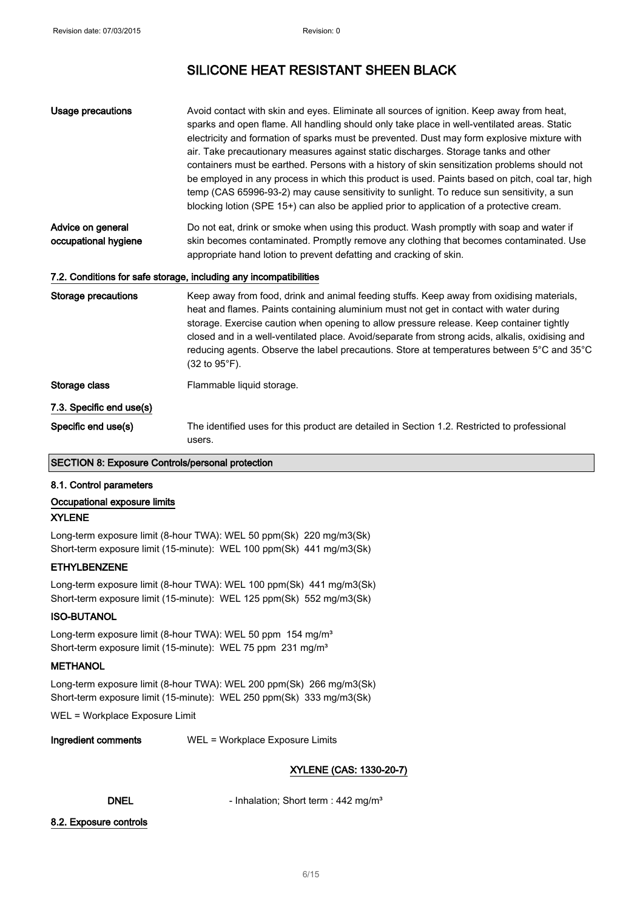# SILICONE HEAT RESISTANT SHEEN BLACK

**Usage precautions**

Avoid contact with skin and eyes. Eliminate all sources of ignition. Keep away from heat, sparks and open flame. All handling should only take place in well-ventilated areas. Static electricity and formation of sparks must be prevented. Dust may form explosive mixture with air. Take precautionary measures against static discharges. Storage tanks and other containers must be earthed. Persons with a history of skin sensitization problems should not be employed in any process in which this product is used. Paints based on pitch, coal tar, high temp (CAS 65996-93-2) may cause sensitivity to sunlight. To reduce sun sensitivity, a sun blocking lotion (SPE 15+) can also be applied prior to application of a protective cream.

**Advice on general occupational hygiene**

Do not eat, drink or smoke when using this product. Wash promptly with soap and water if skin becomes contaminated. Promptly remove any clothing that becomes contaminated. Use appropriate hand lotion to prevent defatting and cracking of skin.

### 7.2. Conditions for safe storage, including any incompatibilities

**Storage precautions**

Keep away from food, drink and animal feeding stuffs. Keep away from oxidising materials, heat and flames. Paints containing aluminium must not get in contact with water during storage. Exercise caution when opening to allow pressure release. Keep container tightly closed and in a well-ventilated place. Avoid/separate from strong acids, alkalis, oxidising and reducing agents. Observe the label precautions. Store at temperatures between 5°C and 35°C (32 to 95°F).

**Storage class**

Flammable liquid storage.

### 7.3. Specific end use(s)

**Specific end use(s)**

The identified uses for this product are detailed in Section 1.2. Restricted to professional users.

## SECTION 8: Exposure Controls/personal protection

### 8.1. Control parameters

#### Occupational exposure limits

**XYLENE**

Long-term exposure limit (8-hour TWA): WEL 50 ppm(Sk) 220 mg/m3(Sk)
Short-term exposure limit (15-minute): WEL 100 ppm(Sk) 441 mg/m3(Sk)

**ETHYLBENZENE**

Long-term exposure limit (8-hour TWA): WEL 100 ppm(Sk) 441 mg/m3(Sk)
Short-term exposure limit (15-minute): WEL 125 ppm(Sk) 552 mg/m3(Sk)

**ISO-BUTANOL**

Long-term exposure limit (8-hour TWA): WEL 50 ppm 154 mg/m³
Short-term exposure limit (15-minute): WEL 75 ppm 231 mg/m³

**METHANOL**

Long-term exposure limit (8-hour TWA): WEL 200 ppm(Sk) 266 mg/m3(Sk)
Short-term exposure limit (15-minute): WEL 250 ppm(Sk) 333 mg/m3(Sk)

WEL = Workplace Exposure Limit

**Ingredient comments**

WEL = Workplace Exposure Limits

**XYLENE (CAS: 1330-20-7)**

**DNEL** - Inhalation; Short term : 442 mg/m³

### 8.2. Exposure controls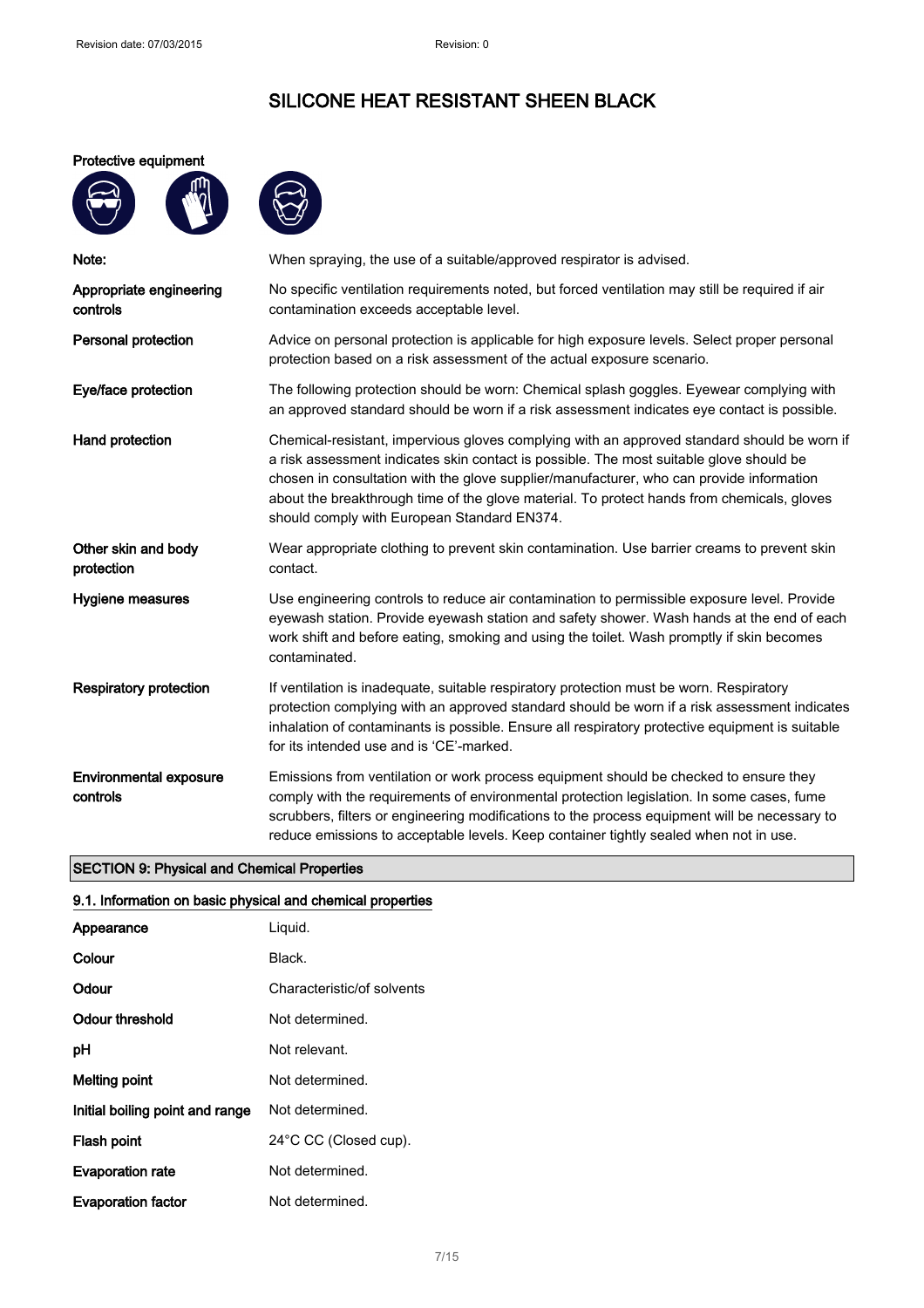# SILICONE HEAT RESISTANT SHEEN BLACK

**Protective equipment**

| | |
|---|---|
| **Note:** | When spraying, the use of a suitable/approved respirator is advised. |
| **Appropriate engineering controls** | No specific ventilation requirements noted, but forced ventilation may still be required if air contamination exceeds acceptable level. |
| **Personal protection** | Advice on personal protection is applicable for high exposure levels. Select proper personal protection based on a risk assessment of the actual exposure scenario. |
| **Eye/face protection** | The following protection should be worn: Chemical splash goggles. Eyewear complying with an approved standard should be worn if a risk assessment indicates eye contact is possible. |
| **Hand protection** | Chemical-resistant, impervious gloves complying with an approved standard should be worn if a risk assessment indicates skin contact is possible. The most suitable glove should be chosen in consultation with the glove supplier/manufacturer, who can provide information about the breakthrough time of the glove material. To protect hands from chemicals, gloves should comply with European Standard EN374. |
| **Other skin and body protection** | Wear appropriate clothing to prevent skin contamination. Use barrier creams to prevent skin contact. |
| **Hygiene measures** | Use engineering controls to reduce air contamination to permissible exposure level. Provide eyewash station. Provide eyewash station and safety shower. Wash hands at the end of each work shift and before eating, smoking and using the toilet. Wash promptly if skin becomes contaminated. |
| **Respiratory protection** | If ventilation is inadequate, suitable respiratory protection must be worn. Respiratory protection complying with an approved standard should be worn if a risk assessment indicates inhalation of contaminants is possible. Ensure all respiratory protective equipment is suitable for its intended use and is 'CE'-marked. |
| **Environmental exposure controls** | Emissions from ventilation or work process equipment should be checked to ensure they comply with the requirements of environmental protection legislation. In some cases, fume scrubbers, filters or engineering modifications to the process equipment will be necessary to reduce emissions to acceptable levels. Keep container tightly sealed when not in use. |

## SECTION 9: Physical and Chemical Properties

### 9.1. Information on basic physical and chemical properties

| | |
|---|---|
| **Appearance** | Liquid. |
| **Colour** | Black. |
| **Odour** | Characteristic/of solvents |
| **Odour threshold** | Not determined. |
| **pH** | Not relevant. |
| **Melting point** | Not determined. |
| **Initial boiling point and range** | Not determined. |
| **Flash point** | 24°C CC (Closed cup). |
| **Evaporation rate** | Not determined. |
| **Evaporation factor** | Not determined. |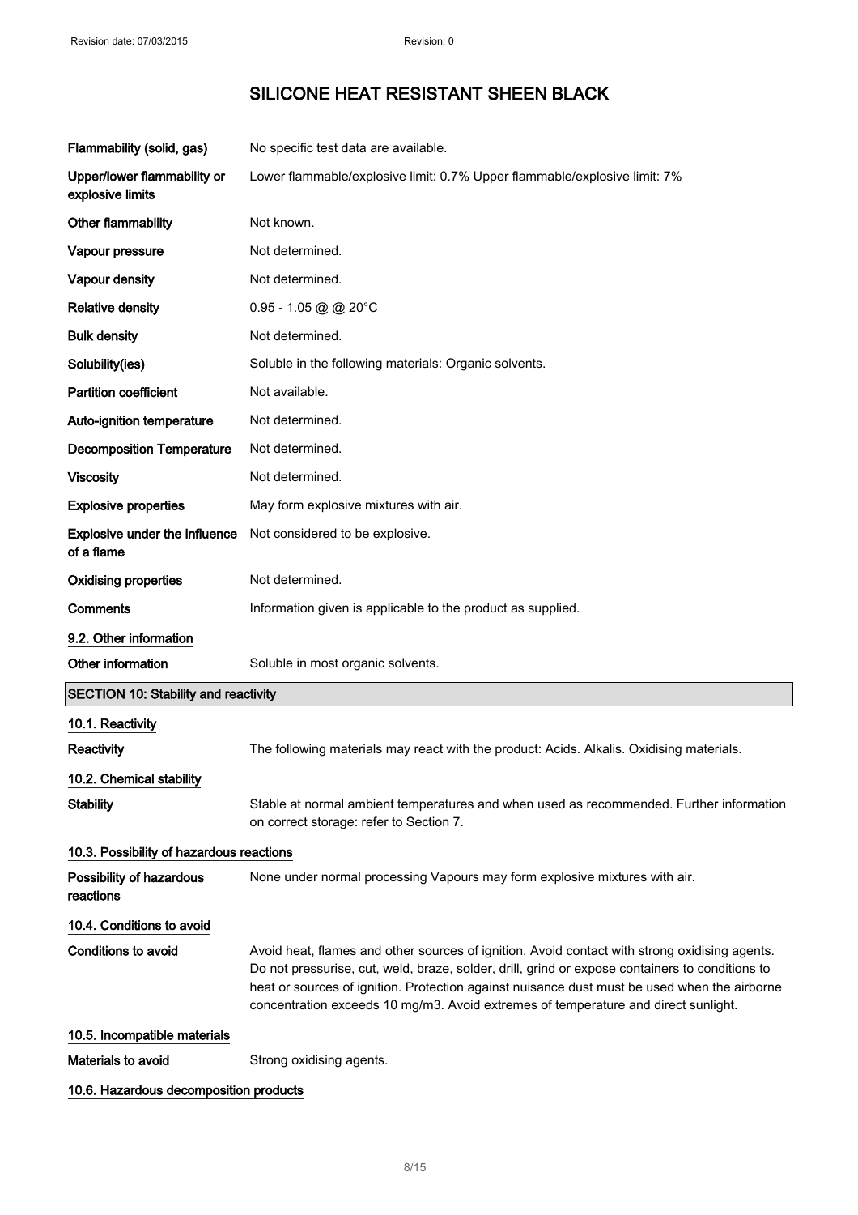| | |
|---|---|
| **Flammability (solid, gas)** | No specific test data are available. |
| **Upper/lower flammability or explosive limits** | Lower flammable/explosive limit: 0.7% Upper flammable/explosive limit: 7% |
| **Other flammability** | Not known. |
| **Vapour pressure** | Not determined. |
| **Vapour density** | Not determined. |
| **Relative density** | 0.95 - 1.05 @ @ 20°C |
| **Bulk density** | Not determined. |
| **Solubility(ies)** | Soluble in the following materials: Organic solvents. |
| **Partition coefficient** | Not available. |
| **Auto-ignition temperature** | Not determined. |
| **Decomposition Temperature** | Not determined. |
| **Viscosity** | Not determined. |
| **Explosive properties** | May form explosive mixtures with air. |
| **Explosive under the influence of a flame** | Not considered to be explosive. |
| **Oxidising properties** | Not determined. |
| **Comments** | Information given is applicable to the product as supplied. |

### 9.2. Other information

| | |
|---|---|
| **Other information** | Soluble in most organic solvents. |

## SECTION 10: Stability and reactivity

### 10.1. Reactivity

| | |
|---|---|
| **Reactivity** | The following materials may react with the product: Acids. Alkalis. Oxidising materials. |

### 10.2. Chemical stability

| | |
|---|---|
| **Stability** | Stable at normal ambient temperatures and when used as recommended. Further information on correct storage: refer to Section 7. |

### 10.3. Possibility of hazardous reactions

| | |
|---|---|
| **Possibility of hazardous reactions** | None under normal processing Vapours may form explosive mixtures with air. |

### 10.4. Conditions to avoid

| | |
|---|---|
| **Conditions to avoid** | Avoid heat, flames and other sources of ignition. Avoid contact with strong oxidising agents. Do not pressurise, cut, weld, braze, solder, drill, grind or expose containers to conditions to heat or sources of ignition. Protection against nuisance dust must be used when the airborne concentration exceeds 10 mg/m3. Avoid extremes of temperature and direct sunlight. |

### 10.5. Incompatible materials

| | |
|---|---|
| **Materials to avoid** | Strong oxidising agents. |

### 10.6. Hazardous decomposition products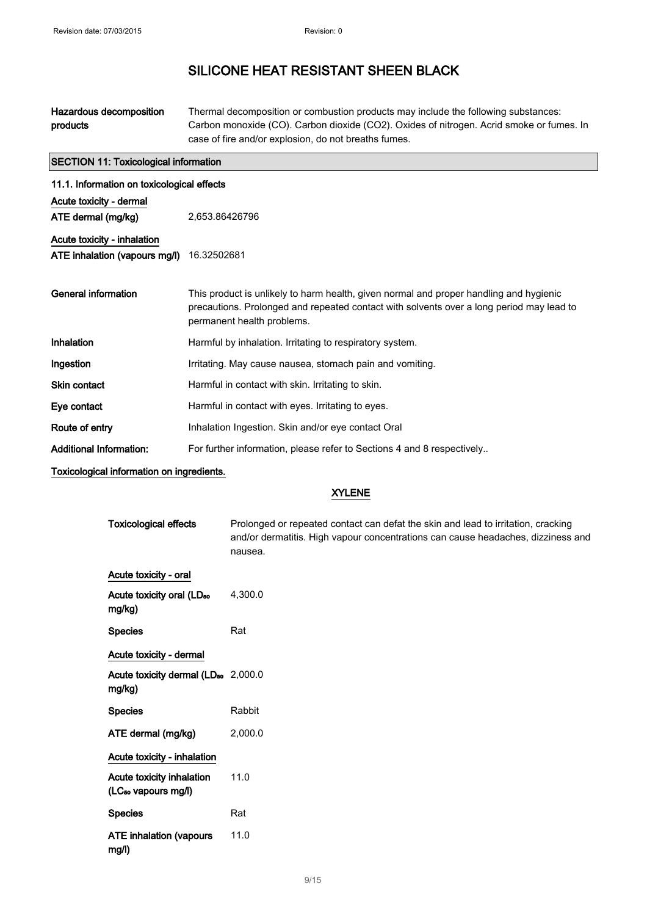| | |
|---|---|
| Hazardous decomposition products | Thermal decomposition or combustion products may include the following substances: Carbon monoxide (CO). Carbon dioxide ($CO_2$). Oxides of nitrogen. Acrid smoke or fumes. In case of fire and/or explosion, do not breaths fumes. |

## SECTION 11: Toxicological information

### 11.1. Information on toxicological effects

Acute toxicity - dermal

| | |
|---|---|
| ATE dermal (mg/kg) | 2,653.86426796 |

Acute toxicity - inhalation

| | |
|---|---|
| ATE inhalation (vapours mg/l) | 16.32502681 |

| | |
|---|---|
| **General information** | This product is unlikely to harm health, given normal and proper handling and hygienic precautions. Prolonged and repeated contact with solvents over a long period may lead to permanent health problems. |
| **Inhalation** | Harmful by inhalation. Irritating to respiratory system. |
| **Ingestion** | Irritating. May cause nausea, stomach pain and vomiting. |
| **Skin contact** | Harmful in contact with skin. Irritating to skin. |
| **Eye contact** | Harmful in contact with eyes. Irritating to eyes. |
| **Route of entry** | Inhalation Ingestion. Skin and/or eye contact Oral |
| **Additional Information:** | For further information, please refer to Sections 4 and 8 respectively.. |

Toxicological information on ingredients.

### XYLENE

| | |
|---|---|
| Toxicological effects | Prolonged or repeated contact can defat the skin and lead to irritation, cracking and/or dermatitis. High vapour concentrations can cause headaches, dizziness and nausea. |

Acute toxicity - oral

| | |
|---|---|
| Acute toxicity oral ($LD_{50}$ mg/kg) | 4,300.0 |
| Species | Rat |

Acute toxicity - dermal

| | |
|---|---|
| Acute toxicity dermal ($LD_{50}$ mg/kg) | 2,000.0 |
| Species | Rabbit |
| ATE dermal (mg/kg) | 2,000.0 |

Acute toxicity - inhalation

| | |
|---|---|
| Acute toxicity inhalation ($LC_{50}$ vapours mg/l) | 11.0 |
| Species | Rat |
| ATE inhalation (vapours mg/l) | 11.0 |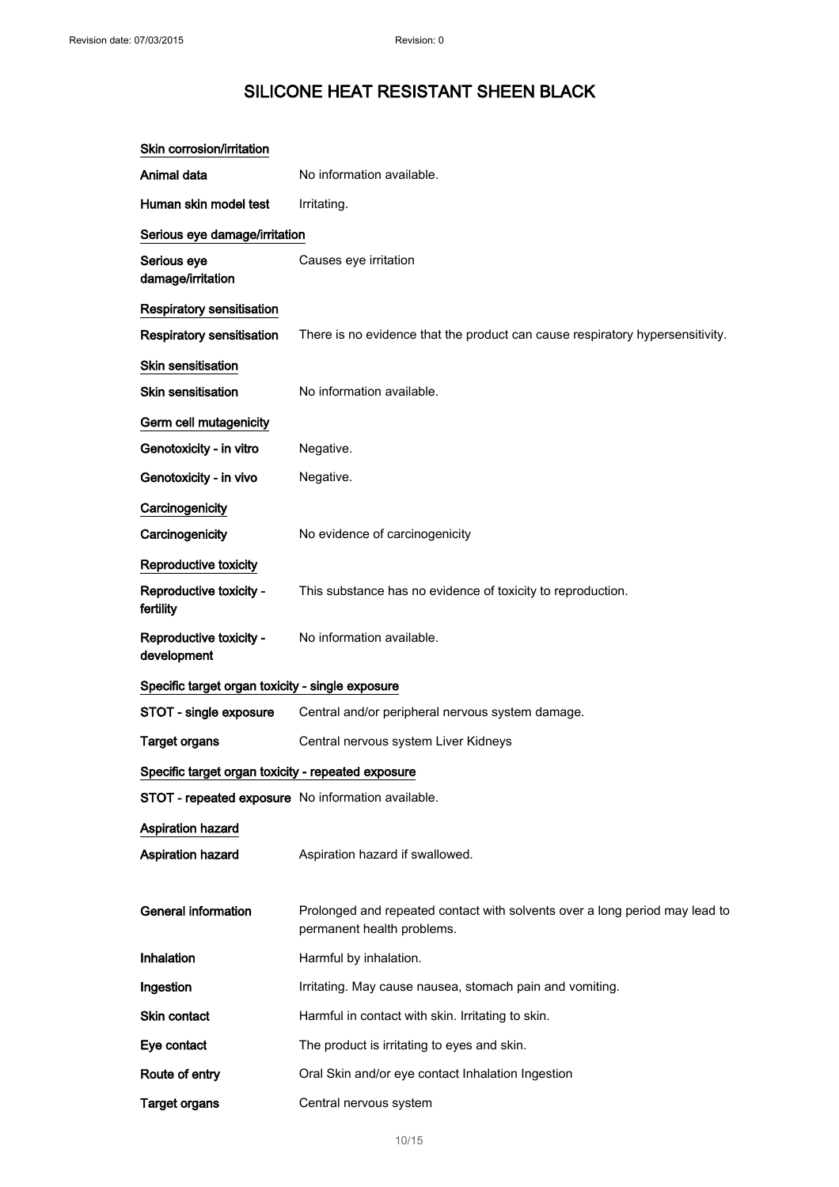# SILICONE HEAT RESISTANT SHEEN BLACK

### Skin corrosion/irritation

**Animal data** No information available.

**Human skin model test** Irritating.

### Serious eye damage/irritation

**Serious eye damage/irritation** Causes eye irritation

### Respiratory sensitisation

**Respiratory sensitisation** There is no evidence that the product can cause respiratory hypersensitivity.

### Skin sensitisation

**Skin sensitisation** No information available.

### Germ cell mutagenicity

**Genotoxicity - in vitro** Negative.

**Genotoxicity - in vivo** Negative.

### Carcinogenicity

**Carcinogenicity** No evidence of carcinogenicity

### Reproductive toxicity

**Reproductive toxicity - fertility** This substance has no evidence of toxicity to reproduction.

**Reproductive toxicity - development** No information available.

### Specific target organ toxicity - single exposure

**STOT - single exposure** Central and/or peripheral nervous system damage.

**Target organs** Central nervous system Liver Kidneys

### Specific target organ toxicity - repeated exposure

**STOT - repeated exposure** No information available.

### Aspiration hazard

**Aspiration hazard** Aspiration hazard if swallowed.

**General information** Prolonged and repeated contact with solvents over a long period may lead to permanent health problems.

**Inhalation** Harmful by inhalation.

**Ingestion** Irritating. May cause nausea, stomach pain and vomiting.

**Skin contact** Harmful in contact with skin. Irritating to skin.

**Eye contact** The product is irritating to eyes and skin.

**Route of entry** Oral Skin and/or eye contact Inhalation Ingestion

**Target organs** Central nervous system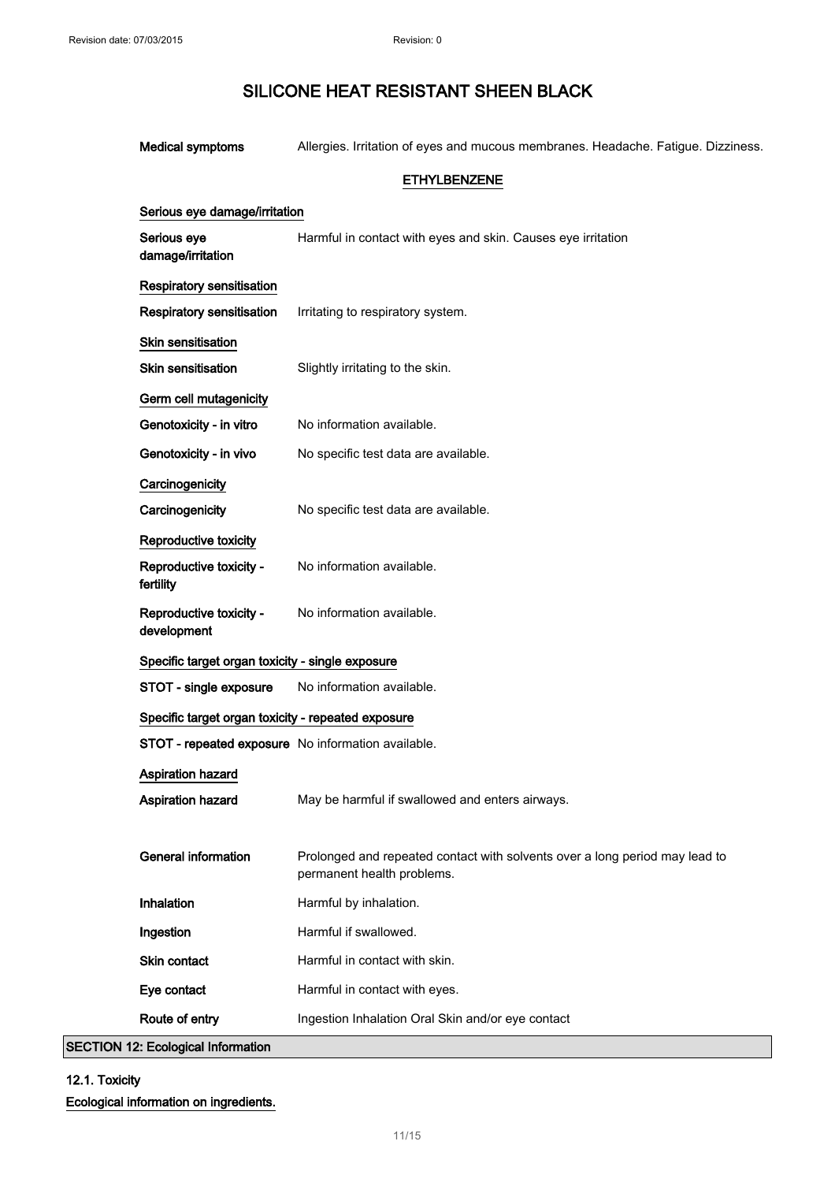**Medical symptoms** Allergies. Irritation of eyes and mucous membranes. Headache. Fatigue. Dizziness.

### ETHYLBENZENE

**Serious eye damage/irritation**

**Serious eye damage/irritation** Harmful in contact with eyes and skin. Causes eye irritation

**Respiratory sensitisation**

**Respiratory sensitisation** Irritating to respiratory system.

**Skin sensitisation**

**Skin sensitisation** Slightly irritating to the skin.

**Germ cell mutagenicity**

**Genotoxicity - in vitro** No information available.

**Genotoxicity - in vivo** No specific test data are available.

**Carcinogenicity**

**Carcinogenicity** No specific test data are available.

**Reproductive toxicity**

**Reproductive toxicity - fertility** No information available.

**Reproductive toxicity - development** No information available.

**Specific target organ toxicity - single exposure**

**STOT - single exposure** No information available.

**Specific target organ toxicity - repeated exposure**

**STOT - repeated exposure** No information available.

**Aspiration hazard**

**Aspiration hazard** May be harmful if swallowed and enters airways.

**General information** Prolonged and repeated contact with solvents over a long period may lead to permanent health problems.

**Inhalation** Harmful by inhalation.

**Ingestion** Harmful if swallowed.

**Skin contact** Harmful in contact with skin.

**Eye contact** Harmful in contact with eyes.

**Route of entry** Ingestion Inhalation Oral Skin and/or eye contact

## SECTION 12: Ecological Information

### 12.1. Toxicity

**Ecological information on ingredients.**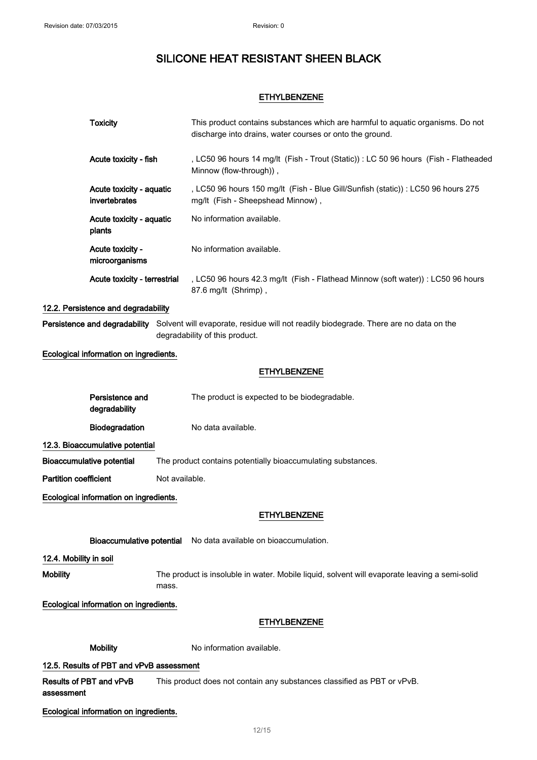# SILICONE HEAT RESISTANT SHEEN BLACK

**ETHYLBENZENE**

**Toxicity** This product contains substances which are harmful to aquatic organisms. Do not discharge into drains, water courses or onto the ground.

**Acute toxicity - fish** , LC50 96 hours 14 mg/lt (Fish - Trout (Static)) : LC 50 96 hours (Fish - Flatheaded Minnow (flow-through)) ,

**Acute toxicity - aquatic invertebrates** , LC50 96 hours 150 mg/lt (Fish - Blue Gill/Sunfish (static)) : LC50 96 hours 275 mg/lt (Fish - Sheepshead Minnow) ,

**Acute toxicity - aquatic plants** No information available.

**Acute toxicity - microorganisms** No information available.

**Acute toxicity - terrestrial** , LC50 96 hours 42.3 mg/lt (Fish - Flathead Minnow (soft water)) : LC50 96 hours 87.6 mg/lt (Shrimp) ,

## 12.2. Persistence and degradability

**Persistence and degradability** Solvent will evaporate, residue will not readily biodegrade. There are no data on the degradability of this product.

**Ecological information on ingredients.**

**ETHYLBENZENE**

**Persistence and degradability** The product is expected to be biodegradable.

**Biodegradation** No data available.

## 12.3. Bioaccumulative potential

**Bioaccumulative potential** The product contains potentially bioaccumulating substances.

**Partition coefficient** Not available.

**Ecological information on ingredients.**

**ETHYLBENZENE**

**Bioaccumulative potential** No data available on bioaccumulation.

## 12.4. Mobility in soil

**Mobility** The product is insoluble in water. Mobile liquid, solvent will evaporate leaving a semi-solid mass.

**Ecological information on ingredients.**

**ETHYLBENZENE**

**Mobility** No information available.

## 12.5. Results of PBT and vPvB assessment

**Results of PBT and vPvB assessment** This product does not contain any substances classified as PBT or vPvB.

**Ecological information on ingredients.**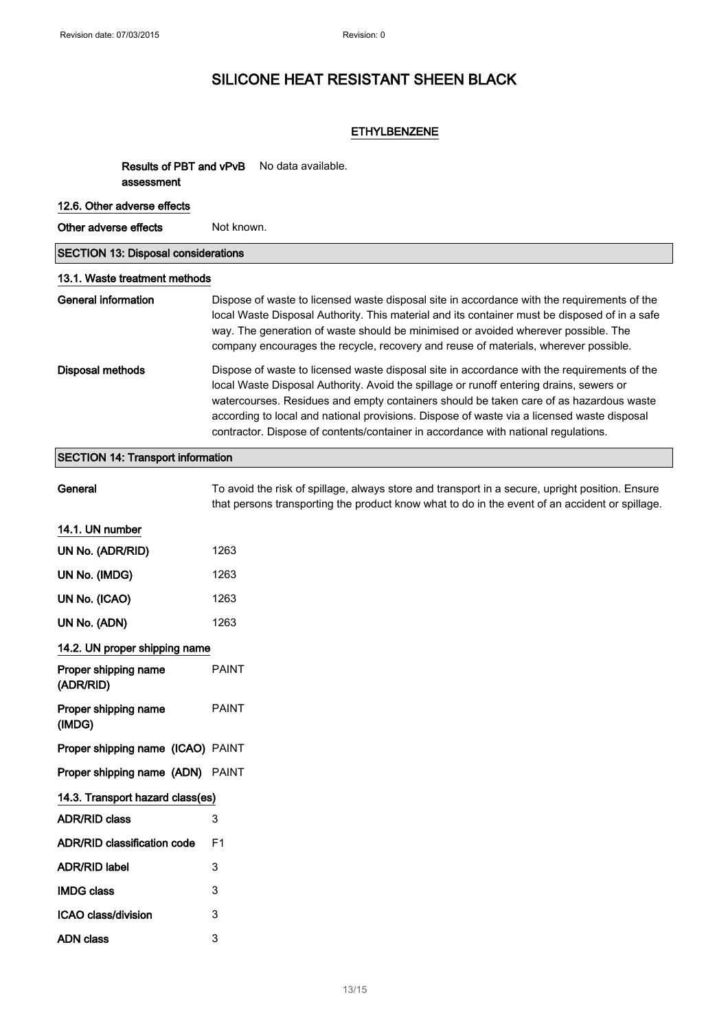# SILICONE HEAT RESISTANT SHEEN BLACK

**ETHYLBENZENE**

| | |
|---|---|
| **Results of PBT and vPvB assessment** | No data available. |

### 12.6. Other adverse effects

| | |
|---|---|
| **Other adverse effects** | Not known. |

## SECTION 13: Disposal considerations

### 13.1. Waste treatment methods

| | |
|---|---|
| **General information** | Dispose of waste to licensed waste disposal site in accordance with the requirements of the local Waste Disposal Authority. This material and its container must be disposed of in a safe way. The generation of waste should be minimised or avoided wherever possible. The company encourages the recycle, recovery and reuse of materials, wherever possible. |
| **Disposal methods** | Dispose of waste to licensed waste disposal site in accordance with the requirements of the local Waste Disposal Authority. Avoid the spillage or runoff entering drains, sewers or watercourses. Residues and empty containers should be taken care of as hazardous waste according to local and national provisions. Dispose of waste via a licensed waste disposal contractor. Dispose of contents/container in accordance with national regulations. |

## SECTION 14: Transport information

| | |
|---|---|
| **General** | To avoid the risk of spillage, always store and transport in a secure, upright position. Ensure that persons transporting the product know what to do in the event of an accident or spillage. |

### 14.1. UN number

| | |
|---|---|
| **UN No. (ADR/RID)** | 1263 |
| **UN No. (IMDG)** | 1263 |
| **UN No. (ICAO)** | 1263 |
| **UN No. (ADN)** | 1263 |

### 14.2. UN proper shipping name

| | |
|---|---|
| **Proper shipping name (ADR/RID)** | PAINT |
| **Proper shipping name (IMDG)** | PAINT |
| **Proper shipping name (ICAO)** | PAINT |
| **Proper shipping name (ADN)** | PAINT |

### 14.3. Transport hazard class(es)

| | |
|---|---|
| **ADR/RID class** | 3 |
| **ADR/RID classification code** | F1 |
| **ADR/RID label** | 3 |
| **IMDG class** | 3 |
| **ICAO class/division** | 3 |
| **ADN class** | 3 |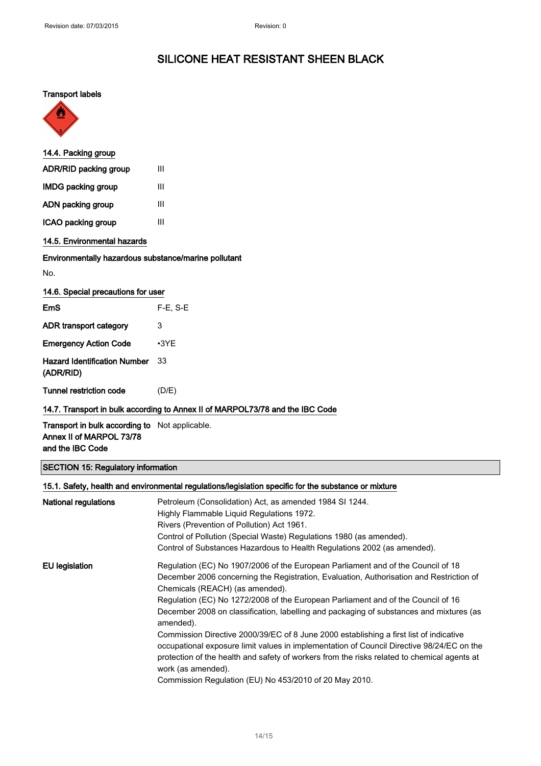# SILICONE HEAT RESISTANT SHEEN BLACK

**Transport labels**

### 14.4. Packing group

| | |
|---|---|
| **ADR/RID packing group** | III |
| **IMDG packing group** | III |
| **ADN packing group** | III |
| **ICAO packing group** | III |

### 14.5. Environmental hazards

**Environmentally hazardous substance/marine pollutant**

No.

### 14.6. Special precautions for user

| | |
|---|---|
| **EmS** | F-E, S-E |
| **ADR transport category** | 3 |
| **Emergency Action Code** | •3YE |
| **Hazard Identification Number (ADR/RID)** | 33 |
| **Tunnel restriction code** | (D/E) |

### 14.7. Transport in bulk according to Annex II of MARPOL73/78 and the IBC Code

| | |
|---|---|
| **Transport in bulk according to Annex II of MARPOL 73/78 and the IBC Code** | Not applicable. |

## SECTION 15: Regulatory information

### 15.1. Safety, health and environmental regulations/legislation specific for the substance or mixture

**National regulations**

Petroleum (Consolidation) Act, as amended 1984 SI 1244.
Highly Flammable Liquid Regulations 1972.
Rivers (Prevention of Pollution) Act 1961.
Control of Pollution (Special Waste) Regulations 1980 (as amended).
Control of Substances Hazardous to Health Regulations 2002 (as amended).

**EU legislation**

Regulation (EC) No 1907/2006 of the European Parliament and of the Council of 18 December 2006 concerning the Registration, Evaluation, Authorisation and Restriction of Chemicals (REACH) (as amended).
Regulation (EC) No 1272/2008 of the European Parliament and of the Council of 16 December 2008 on classification, labelling and packaging of substances and mixtures (as amended).
Commission Directive 2000/39/EC of 8 June 2000 establishing a first list of indicative occupational exposure limit values in implementation of Council Directive 98/24/EC on the protection of the health and safety of workers from the risks related to chemical agents at work (as amended).
Commission Regulation (EU) No 453/2010 of 20 May 2010.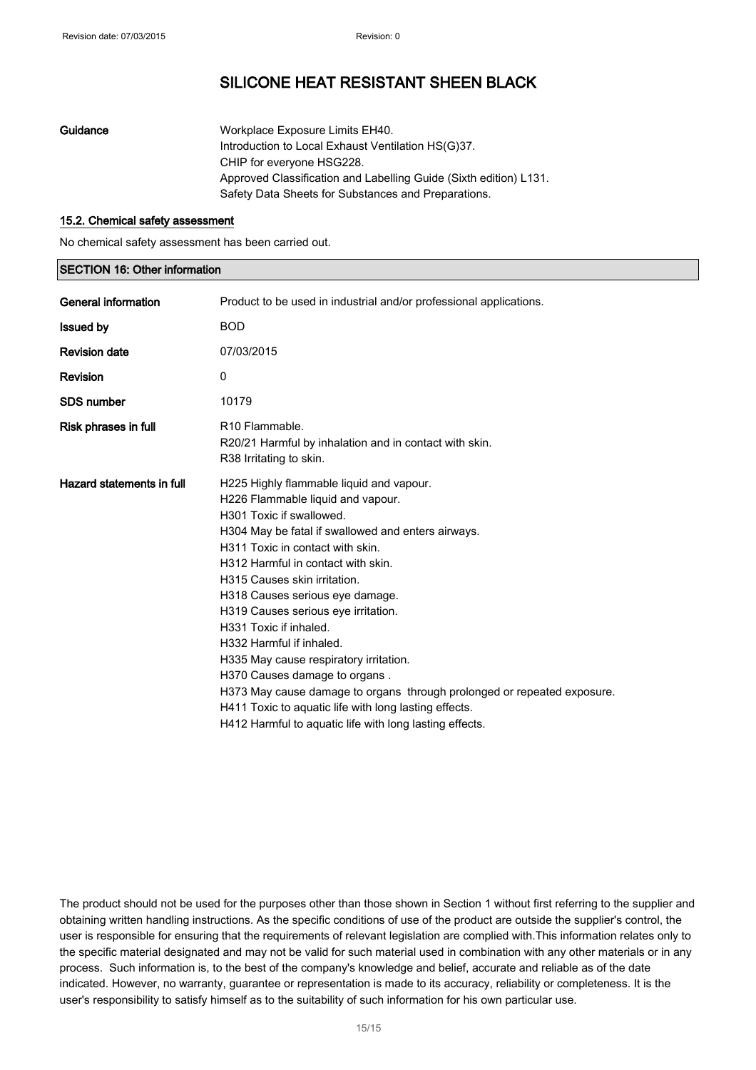# SILICONE HEAT RESISTANT SHEEN BLACK

| | |
|---|---|
| **Guidance** | Workplace Exposure Limits EH40.<br>Introduction to Local Exhaust Ventilation HS(G)37.<br>CHIP for everyone HSG228.<br>Approved Classification and Labelling Guide (Sixth edition) L131.<br>Safety Data Sheets for Substances and Preparations. |

### 15.2. Chemical safety assessment

No chemical safety assessment has been carried out.

## SECTION 16: Other information

| | |
|---|---|
| **General information** | Product to be used in industrial and/or professional applications. |
| **Issued by** | BOD |
| **Revision date** | 07/03/2015 |
| **Revision** | 0 |
| **SDS number** | 10179 |
| **Risk phrases in full** | R10 Flammable.<br>R20/21 Harmful by inhalation and in contact with skin.<br>R38 Irritating to skin. |
| **Hazard statements in full** | H225 Highly flammable liquid and vapour.<br>H226 Flammable liquid and vapour.<br>H301 Toxic if swallowed.<br>H304 May be fatal if swallowed and enters airways.<br>H311 Toxic in contact with skin.<br>H312 Harmful in contact with skin.<br>H315 Causes skin irritation.<br>H318 Causes serious eye damage.<br>H319 Causes serious eye irritation.<br>H331 Toxic if inhaled.<br>H332 Harmful if inhaled.<br>H335 May cause respiratory irritation.<br>H370 Causes damage to organs .<br>H373 May cause damage to organs through prolonged or repeated exposure.<br>H411 Toxic to aquatic life with long lasting effects.<br>H412 Harmful to aquatic life with long lasting effects. |

The product should not be used for the purposes other than those shown in Section 1 without first referring to the supplier and obtaining written handling instructions. As the specific conditions of use of the product are outside the supplier's control, the user is responsible for ensuring that the requirements of relevant legislation are complied with.This information relates only to the specific material designated and may not be valid for such material used in combination with any other materials or in any process. Such information is, to the best of the company's knowledge and belief, accurate and reliable as of the date indicated. However, no warranty, guarantee or representation is made to its accuracy, reliability or completeness. It is the user's responsibility to satisfy himself as to the suitability of such information for his own particular use.